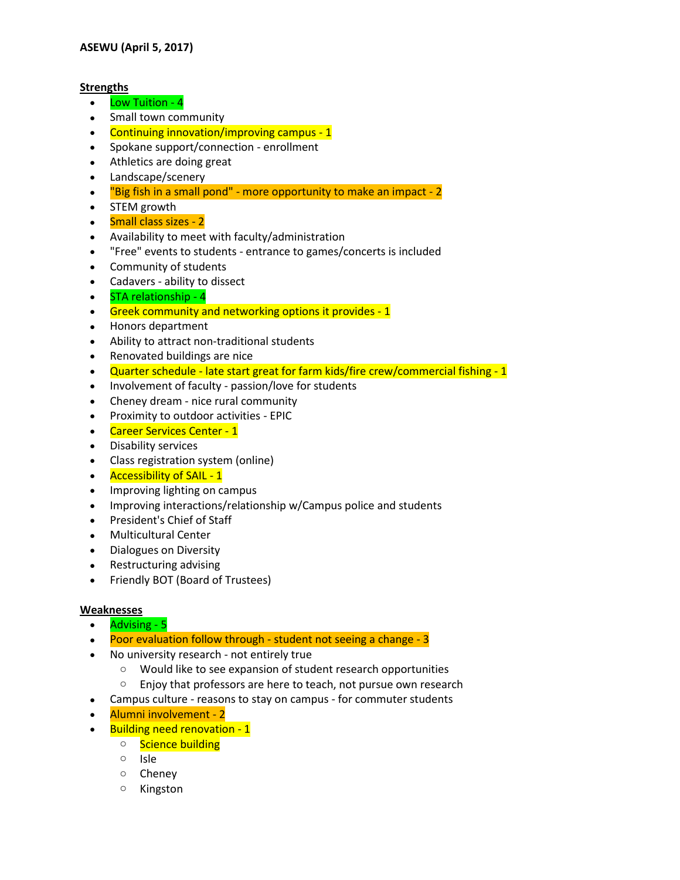**ASEWU (April 5, 2017)**

**Strengths**

- Low Tuition - 4
- Small town community
- Continuing innovation/improving campus - 1
- Spokane support/connection - enrollment
- Athletics are doing great
- Landscape/scenery
- "Big fish in a small pond" - more opportunity to make an impact - 2
- STEM growth
- Small class sizes - 2
- Availability to meet with faculty/administration
- "Free" events to students - entrance to games/concerts is included
- Community of students
- Cadavers - ability to dissect
- STA relationship - 4
- Greek community and networking options it provides - 1
- Honors department
- Ability to attract non-traditional students
- Renovated buildings are nice
- Quarter schedule - late start great for farm kids/fire crew/commercial fishing - 1
- Involvement of faculty - passion/love for students
- Cheney dream - nice rural community
- Proximity to outdoor activities - EPIC
- Career Services Center - 1
- Disability services
- Class registration system (online)
- Accessibility of SAIL - 1
- Improving lighting on campus
- Improving interactions/relationship w/Campus police and students
- President's Chief of Staff
- Multicultural Center
- Dialogues on Diversity
- Restructuring advising
- Friendly BOT (Board of Trustees)

**Weaknesses**

- Advising - 5
- Poor evaluation follow through - student not seeing a change - 3
- No university research - not entirely true
  - Would like to see expansion of student research opportunities
  - Enjoy that professors are here to teach, not pursue own research
- Campus culture - reasons to stay on campus - for commuter students
- Alumni involvement - 2
- Building need renovation - 1
  - Science building
  - Isle
  - Cheney
  - Kingston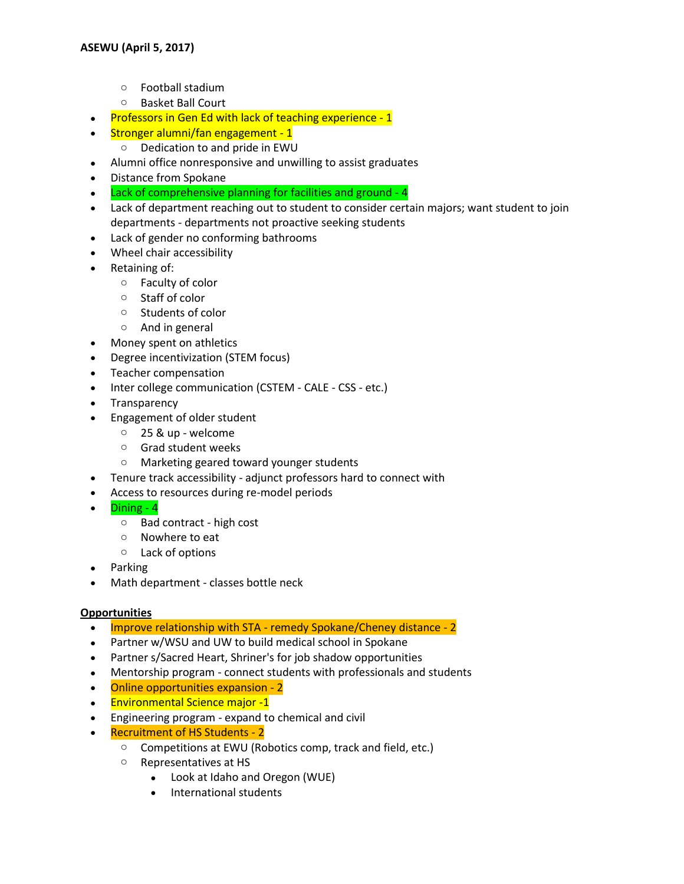**ASEWU (April 5, 2017)**

- - Football stadium
  - Basket Ball Court
- Professors in Gen Ed with lack of teaching experience - 1
- Stronger alumni/fan engagement - 1
  - Dedication to and pride in EWU
- Alumni office nonresponsive and unwilling to assist graduates
- Distance from Spokane
- Lack of comprehensive planning for facilities and ground - 4
- Lack of department reaching out to student to consider certain majors; want student to join departments - departments not proactive seeking students
- Lack of gender no conforming bathrooms
- Wheel chair accessibility
- Retaining of:
  - Faculty of color
  - Staff of color
  - Students of color
  - And in general
- Money spent on athletics
- Degree incentivization (STEM focus)
- Teacher compensation
- Inter college communication (CSTEM - CALE - CSS - etc.)
- Transparency
- Engagement of older student
  - 25 & up - welcome
  - Grad student weeks
  - Marketing geared toward younger students
- Tenure track accessibility - adjunct professors hard to connect with
- Access to resources during re-model periods
- Dining - 4
  - Bad contract - high cost
  - Nowhere to eat
  - Lack of options
- Parking
- Math department - classes bottle neck

**Opportunities**

- Improve relationship with STA - remedy Spokane/Cheney distance - 2
- Partner w/WSU and UW to build medical school in Spokane
- Partner s/Sacred Heart, Shriner's for job shadow opportunities
- Mentorship program - connect students with professionals and students
- Online opportunities expansion - 2
- Environmental Science major -1
- Engineering program - expand to chemical and civil
- Recruitment of HS Students - 2
  - Competitions at EWU (Robotics comp, track and field, etc.)
  - Representatives at HS
    - Look at Idaho and Oregon (WUE)
    - International students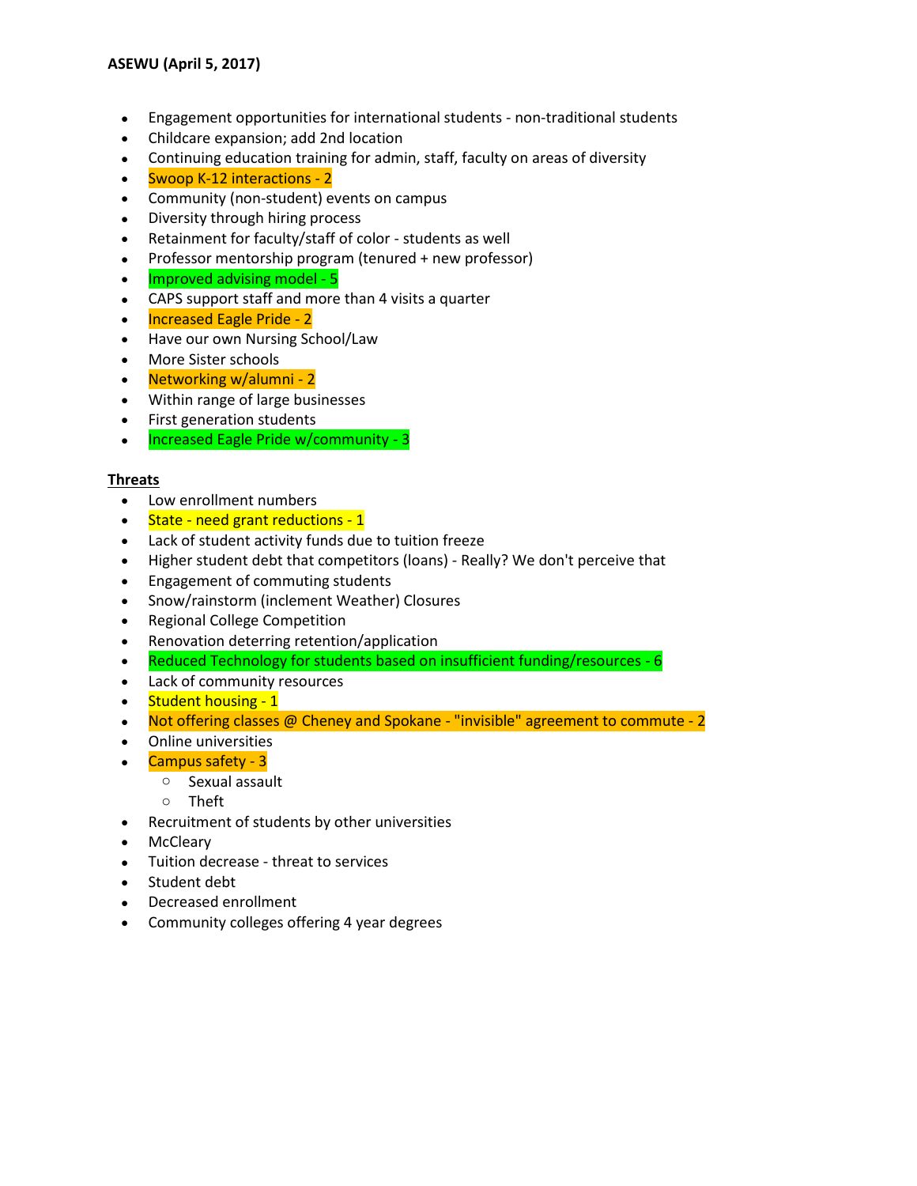**ASEWU (April 5, 2017)**

- Engagement opportunities for international students - non-traditional students
- Childcare expansion; add 2nd location
- Continuing education training for admin, staff, faculty on areas of diversity
- Swoop K-12 interactions - 2
- Community (non-student) events on campus
- Diversity through hiring process
- Retainment for faculty/staff of color - students as well
- Professor mentorship program (tenured + new professor)
- Improved advising model - 5
- CAPS support staff and more than 4 visits a quarter
- Increased Eagle Pride - 2
- Have our own Nursing School/Law
- More Sister schools
- Networking w/alumni - 2
- Within range of large businesses
- First generation students
- Increased Eagle Pride w/community - 3

**Threats**

- Low enrollment numbers
- State - need grant reductions - 1
- Lack of student activity funds due to tuition freeze
- Higher student debt that competitors (loans) - Really? We don't perceive that
- Engagement of commuting students
- Snow/rainstorm (inclement Weather) Closures
- Regional College Competition
- Renovation deterring retention/application
- Reduced Technology for students based on insufficient funding/resources - 6
- Lack of community resources
- Student housing - 1
- Not offering classes @ Cheney and Spokane - "invisible" agreement to commute - 2
- Online universities
- Campus safety - 3
  - Sexual assault
  - Theft
- Recruitment of students by other universities
- McCleary
- Tuition decrease - threat to services
- Student debt
- Decreased enrollment
- Community colleges offering 4 year degrees